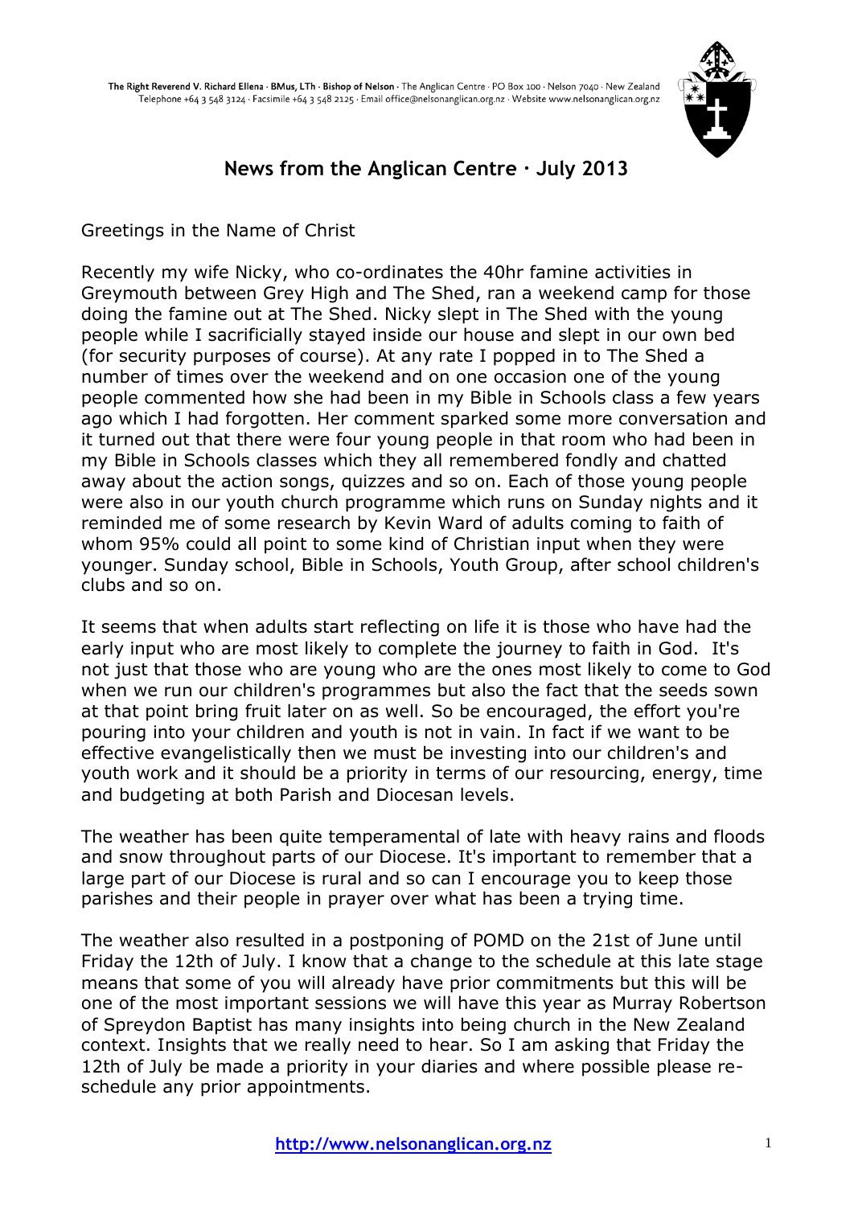The Right Reverend V. Richard Ellena · BMus, LTh · Bishop of Nelson · The Anglican Centre · PO Box 100 · Nelson 7040 · New Zealand
Telephone +64 3 548 3124 · Facsimile +64 3 548 2125 · Email office@nelsonanglican.org.nz · Website www.nelsonanglican.org.nz

## News from the Anglican Centre · July 2013

Greetings in the Name of Christ

Recently my wife Nicky, who co-ordinates the 40hr famine activities in Greymouth between Grey High and The Shed, ran a weekend camp for those doing the famine out at The Shed. Nicky slept in The Shed with the young people while I sacrificially stayed inside our house and slept in our own bed (for security purposes of course). At any rate I popped in to The Shed a number of times over the weekend and on one occasion one of the young people commented how she had been in my Bible in Schools class a few years ago which I had forgotten. Her comment sparked some more conversation and it turned out that there were four young people in that room who had been in my Bible in Schools classes which they all remembered fondly and chatted away about the action songs, quizzes and so on. Each of those young people were also in our youth church programme which runs on Sunday nights and it reminded me of some research by Kevin Ward of adults coming to faith of whom 95% could all point to some kind of Christian input when they were younger. Sunday school, Bible in Schools, Youth Group, after school children's clubs and so on.

It seems that when adults start reflecting on life it is those who have had the early input who are most likely to complete the journey to faith in God. It's not just that those who are young who are the ones most likely to come to God when we run our children's programmes but also the fact that the seeds sown at that point bring fruit later on as well. So be encouraged, the effort you're pouring into your children and youth is not in vain. In fact if we want to be effective evangelistically then we must be investing into our children's and youth work and it should be a priority in terms of our resourcing, energy, time and budgeting at both Parish and Diocesan levels.

The weather has been quite temperamental of late with heavy rains and floods and snow throughout parts of our Diocese. It's important to remember that a large part of our Diocese is rural and so can I encourage you to keep those parishes and their people in prayer over what has been a trying time.

The weather also resulted in a postponing of POMD on the 21st of June until Friday the 12th of July. I know that a change to the schedule at this late stage means that some of you will already have prior commitments but this will be one of the most important sessions we will have this year as Murray Robertson of Spreydon Baptist has many insights into being church in the New Zealand context. Insights that we really need to hear. So I am asking that Friday the 12th of July be made a priority in your diaries and where possible please re-schedule any prior appointments.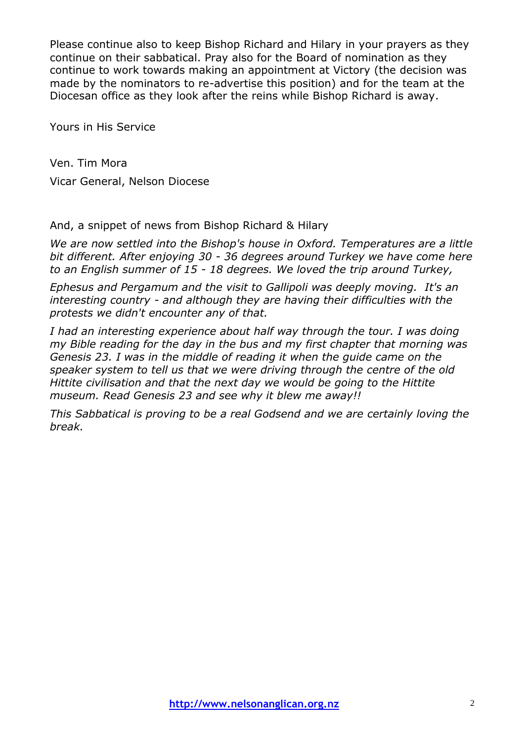Please continue also to keep Bishop Richard and Hilary in your prayers as they continue on their sabbatical. Pray also for the Board of nomination as they continue to work towards making an appointment at Victory (the decision was made by the nominators to re-advertise this position) and for the team at the Diocesan office as they look after the reins while Bishop Richard is away.

Yours in His Service

Ven. Tim Mora

Vicar General, Nelson Diocese

And, a snippet of news from Bishop Richard & Hilary

*We are now settled into the Bishop's house in Oxford. Temperatures are a little bit different. After enjoying 30 - 36 degrees around Turkey we have come here to an English summer of 15 - 18 degrees. We loved the trip around Turkey,*

*Ephesus and Pergamum and the visit to Gallipoli was deeply moving. It's an interesting country - and although they are having their difficulties with the protests we didn't encounter any of that.*

*I had an interesting experience about half way through the tour. I was doing my Bible reading for the day in the bus and my first chapter that morning was Genesis 23. I was in the middle of reading it when the guide came on the speaker system to tell us that we were driving through the centre of the old Hittite civilisation and that the next day we would be going to the Hittite museum. Read Genesis 23 and see why it blew me away!!*

*This Sabbatical is proving to be a real Godsend and we are certainly loving the break.*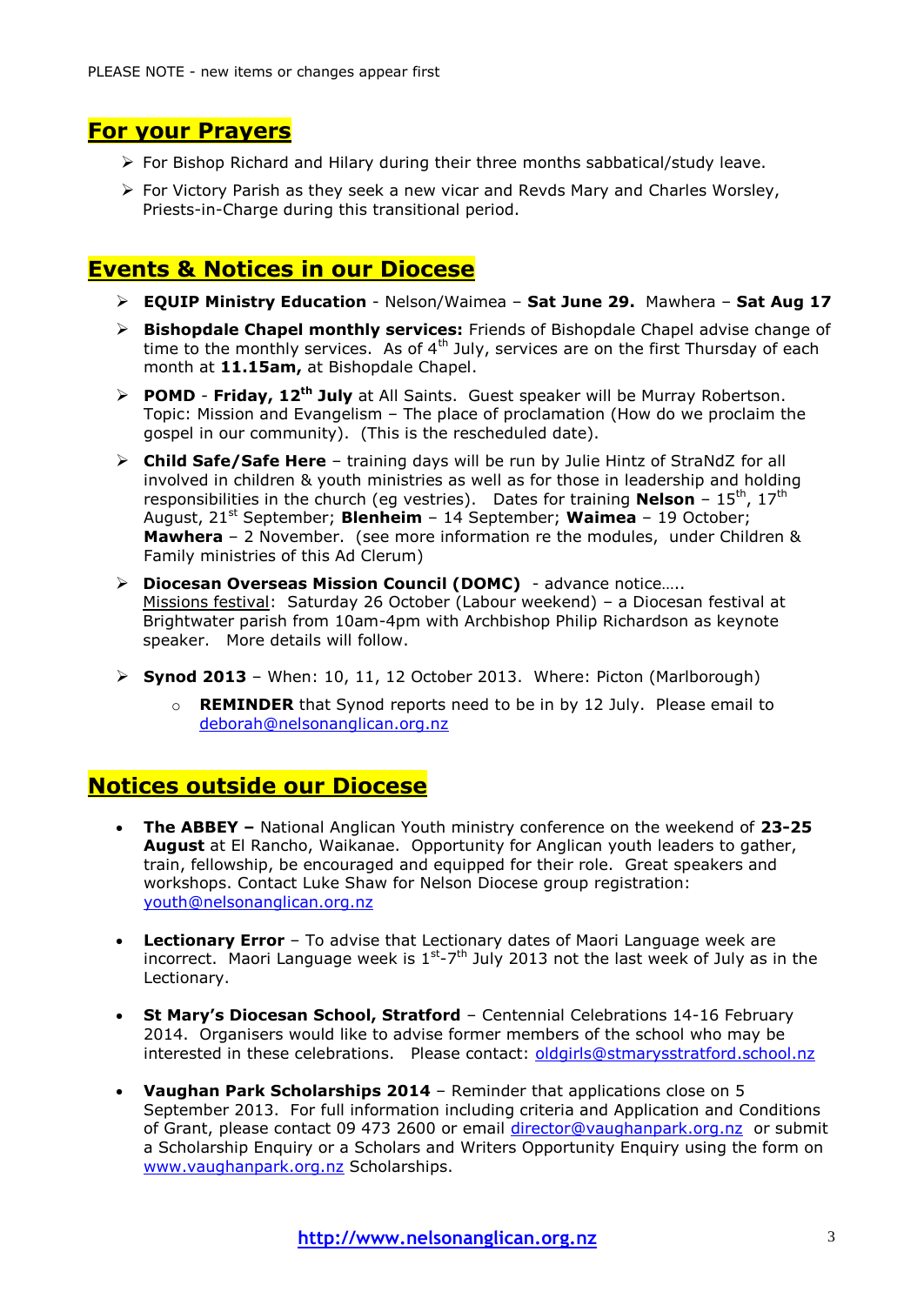PLEASE NOTE - new items or changes appear first

## For your Prayers

- For Bishop Richard and Hilary during their three months sabbatical/study leave.
- For Victory Parish as they seek a new vicar and Revds Mary and Charles Worsley, Priests-in-Charge during this transitional period.

## Events & Notices in our Diocese

- **EQUIP Ministry Education** - Nelson/Waimea – **Sat June 29.** Mawhera – **Sat Aug 17**
- **Bishopdale Chapel monthly services:** Friends of Bishopdale Chapel advise change of time to the monthly services. As of 4th July, services are on the first Thursday of each month at **11.15am,** at Bishopdale Chapel.
- **POMD** - **Friday, 12th July** at All Saints. Guest speaker will be Murray Robertson. Topic: Mission and Evangelism – The place of proclamation (How do we proclaim the gospel in our community). (This is the rescheduled date).
- **Child Safe/Safe Here** – training days will be run by Julie Hintz of StraNdZ for all involved in children & youth ministries as well as for those in leadership and holding responsibilities in the church (eg vestries). Dates for training **Nelson** – 15th, 17th August, 21st September; **Blenheim** – 14 September; **Waimea** – 19 October; **Mawhera** – 2 November. (see more information re the modules, under Children & Family ministries of this Ad Clerum)
- **Diocesan Overseas Mission Council (DOMC)** - advance notice….. Missions festival: Saturday 26 October (Labour weekend) – a Diocesan festival at Brightwater parish from 10am-4pm with Archbishop Philip Richardson as keynote speaker. More details will follow.
- **Synod 2013** – When: 10, 11, 12 October 2013. Where: Picton (Marlborough)
  - **REMINDER** that Synod reports need to be in by 12 July. Please email to deborah@nelsonanglican.org.nz

## Notices outside our Diocese

- **The ABBEY –** National Anglican Youth ministry conference on the weekend of **23-25 August** at El Rancho, Waikanae. Opportunity for Anglican youth leaders to gather, train, fellowship, be encouraged and equipped for their role. Great speakers and workshops. Contact Luke Shaw for Nelson Diocese group registration: youth@nelsonanglican.org.nz
- **Lectionary Error** – To advise that Lectionary dates of Maori Language week are incorrect. Maori Language week is 1st-7th July 2013 not the last week of July as in the Lectionary.
- **St Mary's Diocesan School, Stratford** – Centennial Celebrations 14-16 February 2014. Organisers would like to advise former members of the school who may be interested in these celebrations. Please contact: oldgirls@stmarysstratford.school.nz
- **Vaughan Park Scholarships 2014** – Reminder that applications close on 5 September 2013. For full information including criteria and Application and Conditions of Grant, please contact 09 473 2600 or email director@vaughanpark.org.nz or submit a Scholarship Enquiry or a Scholars and Writers Opportunity Enquiry using the form on www.vaughanpark.org.nz Scholarships.

**http://www.nelsonanglican.org.nz**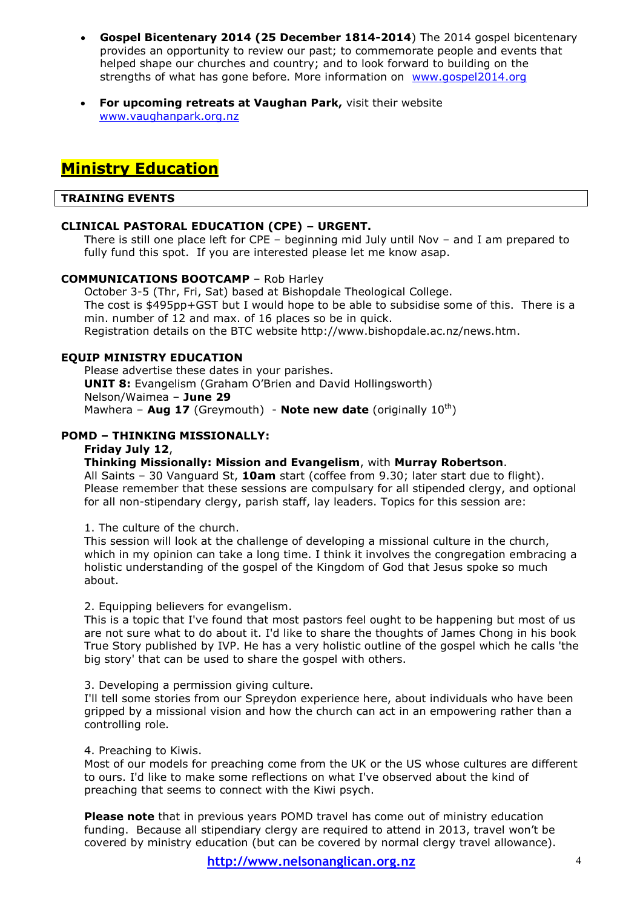- **Gospel Bicentenary 2014 (25 December 1814-2014**) The 2014 gospel bicentenary provides an opportunity to review our past; to commemorate people and events that helped shape our churches and country; and to look forward to building on the strengths of what has gone before. More information on [www.gospel2014.org](http://www.gospel2014.org)

- **For upcoming retreats at Vaughan Park,** visit their website [www.vaughanpark.org.nz](http://www.vaughanpark.org.nz)

# Ministry Education

## TRAINING EVENTS

### CLINICAL PASTORAL EDUCATION (CPE) – URGENT.

There is still one place left for CPE – beginning mid July until Nov – and I am prepared to fully fund this spot. If you are interested please let me know asap.

### COMMUNICATIONS BOOTCAMP – Rob Harley

October 3-5 (Thr, Fri, Sat) based at Bishopdale Theological College.
The cost is $495pp+GST but I would hope to be able to subsidise some of this. There is a min. number of 12 and max. of 16 places so be in quick.
Registration details on the BTC website http://www.bishopdale.ac.nz/news.htm.

### EQUIP MINISTRY EDUCATION

Please advertise these dates in your parishes.
**UNIT 8:** Evangelism (Graham O'Brien and David Hollingsworth)
Nelson/Waimea – **June 29**
Mawhera – **Aug 17** (Greymouth) - **Note new date** (originally 10th)

### POMD – THINKING MISSIONALLY:

**Friday July 12**,
**Thinking Missionally: Mission and Evangelism**, with **Murray Robertson**.
All Saints – 30 Vanguard St, **10am** start (coffee from 9.30; later start due to flight).
Please remember that these sessions are compulsary for all stipended clergy, and optional for all non-stipendary clergy, parish staff, lay leaders. Topics for this session are:

1. The culture of the church.
This session will look at the challenge of developing a missional culture in the church, which in my opinion can take a long time. I think it involves the congregation embracing a holistic understanding of the gospel of the Kingdom of God that Jesus spoke so much about.

2. Equipping believers for evangelism.
This is a topic that I've found that most pastors feel ought to be happening but most of us are not sure what to do about it. I'd like to share the thoughts of James Chong in his book True Story published by IVP. He has a very holistic outline of the gospel which he calls 'the big story' that can be used to share the gospel with others.

3. Developing a permission giving culture.
I'll tell some stories from our Spreydon experience here, about individuals who have been gripped by a missional vision and how the church can act in an empowering rather than a controlling role.

4. Preaching to Kiwis.
Most of our models for preaching come from the UK or the US whose cultures are different to ours. I'd like to make some reflections on what I've observed about the kind of preaching that seems to connect with the Kiwi psych.

**Please note** that in previous years POMD travel has come out of ministry education funding. Because all stipendiary clergy are required to attend in 2013, travel won't be covered by ministry education (but can be covered by normal clergy travel allowance).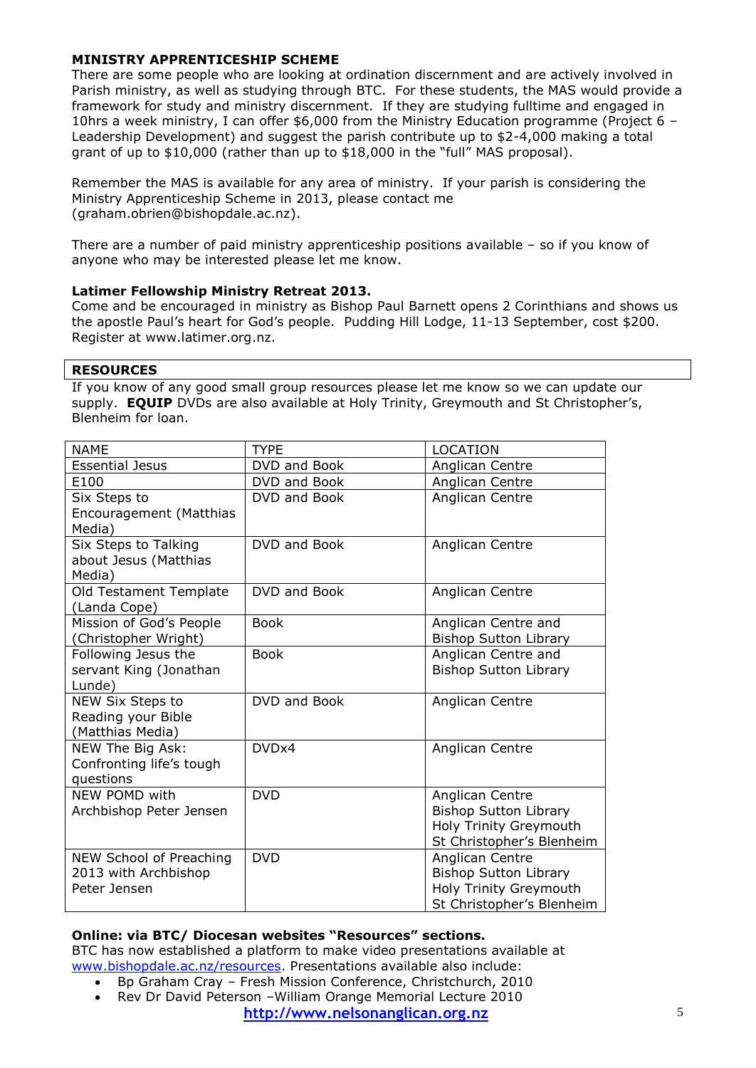**MINISTRY APPRENTICESHIP SCHEME**

There are some people who are looking at ordination discernment and are actively involved in Parish ministry, as well as studying through BTC. For these students, the MAS would provide a framework for study and ministry discernment. If they are studying fulltime and engaged in 10hrs a week ministry, I can offer $6,000 from the Ministry Education programme (Project 6 – Leadership Development) and suggest the parish contribute up to $2-4,000 making a total grant of up to $10,000 (rather than up to $18,000 in the "full" MAS proposal).

Remember the MAS is available for any area of ministry. If your parish is considering the Ministry Apprenticeship Scheme in 2013, please contact me (graham.obrien@bishopdale.ac.nz).

There are a number of paid ministry apprenticeship positions available – so if you know of anyone who may be interested please let me know.

**Latimer Fellowship Ministry Retreat 2013.**

Come and be encouraged in ministry as Bishop Paul Barnett opens 2 Corinthians and shows us the apostle Paul's heart for God's people. Pudding Hill Lodge, 11-13 September, cost $200. Register at www.latimer.org.nz.

## RESOURCES

If you know of any good small group resources please let me know so we can update our supply. **EQUIP** DVDs are also available at Holy Trinity, Greymouth and St Christopher's, Blenheim for loan.

| NAME | TYPE | LOCATION |
|---|---|---|
| Essential Jesus | DVD and Book | Anglican Centre |
| E100 | DVD and Book | Anglican Centre |
| Six Steps to Encouragement (Matthias Media) | DVD and Book | Anglican Centre |
| Six Steps to Talking about Jesus (Matthias Media) | DVD and Book | Anglican Centre |
| Old Testament Template (Landa Cope) | DVD and Book | Anglican Centre |
| Mission of God's People (Christopher Wright) | Book | Anglican Centre and Bishop Sutton Library |
| Following Jesus the servant King (Jonathan Lunde) | Book | Anglican Centre and Bishop Sutton Library |
| NEW Six Steps to Reading your Bible (Matthias Media) | DVD and Book | Anglican Centre |
| NEW The Big Ask: Confronting life's tough questions | DVDx4 | Anglican Centre |
| NEW POMD with Archbishop Peter Jensen | DVD | Anglican Centre<br>Bishop Sutton Library<br>Holy Trinity Greymouth<br>St Christopher's Blenheim |
| NEW School of Preaching 2013 with Archbishop Peter Jensen | DVD | Anglican Centre<br>Bishop Sutton Library<br>Holy Trinity Greymouth<br>St Christopher's Blenheim |

**Online: via BTC/ Diocesan websites "Resources" sections.**

BTC has now established a platform to make video presentations available at www.bishopdale.ac.nz/resources. Presentations available also include:

- Bp Graham Cray – Fresh Mission Conference, Christchurch, 2010
- Rev Dr David Peterson –William Orange Memorial Lecture 2010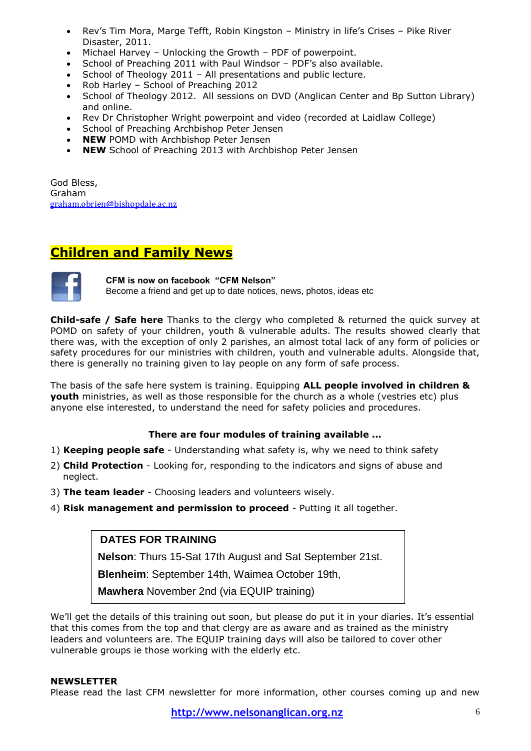- Rev's Tim Mora, Marge Tefft, Robin Kingston – Ministry in life's Crises – Pike River Disaster, 2011.
- Michael Harvey – Unlocking the Growth – PDF of powerpoint.
- School of Preaching 2011 with Paul Windsor – PDF's also available.
- School of Theology 2011 – All presentations and public lecture.
- Rob Harley – School of Preaching 2012
- School of Theology 2012. All sessions on DVD (Anglican Center and Bp Sutton Library) and online.
- Rev Dr Christopher Wright powerpoint and video (recorded at Laidlaw College)
- School of Preaching Archbishop Peter Jensen
- **NEW** POMD with Archbishop Peter Jensen
- **NEW** School of Preaching 2013 with Archbishop Peter Jensen

God Bless,
Graham
graham.obrien@bishopdale.ac.nz

## Children and Family News

**CFM is now on facebook "CFM Nelson"**
Become a friend and get up to date notices, news, photos, ideas etc

**Child-safe / Safe here** Thanks to the clergy who completed & returned the quick survey at POMD on safety of your children, youth & vulnerable adults. The results showed clearly that there was, with the exception of only 2 parishes, an almost total lack of any form of policies or safety procedures for our ministries with children, youth and vulnerable adults. Alongside that, there is generally no training given to lay people on any form of safe process.

The basis of the safe here system is training. Equipping **ALL people involved in children & youth** ministries, as well as those responsible for the church as a whole (vestries etc) plus anyone else interested, to understand the need for safety policies and procedures.

**There are four modules of training available ...**

1) **Keeping people safe** - Understanding what safety is, why we need to think safety
2) **Child Protection** - Looking for, responding to the indicators and signs of abuse and neglect.
3) **The team leader** - Choosing leaders and volunteers wisely.
4) **Risk management and permission to proceed** - Putting it all together.

**DATES FOR TRAINING**

**Nelson**: Thurs 15-Sat 17th August and Sat September 21st.

**Blenheim**: September 14th, Waimea October 19th,

**Mawhera** November 2nd (via EQUIP training)

We'll get the details of this training out soon, but please do put it in your diaries. It's essential that this comes from the top and that clergy are as aware and as trained as the ministry leaders and volunteers are. The EQUIP training days will also be tailored to cover other vulnerable groups ie those working with the elderly etc.

**NEWSLETTER**
Please read the last CFM newsletter for more information, other courses coming up and new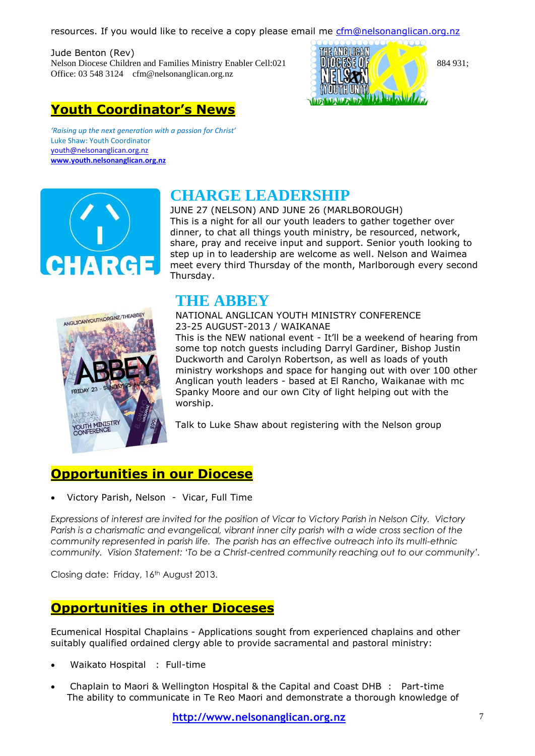resources. If you would like to receive a copy please email me cfm@nelsonanglican.org.nz

Jude Benton (Rev)
Nelson Diocese Children and Families Ministry Enabler Cell:021 884 931;
Office: 03 548 3124 cfm@nelsonanglican.org.nz

## Youth Coordinator's News

*'Raising up the next generation with a passion for Christ'*
Luke Shaw: Youth Coordinator
youth@nelsonanglican.org.nz
**www.youth.nelsonanglican.org.nz**

### CHARGE LEADERSHIP

JUNE 27 (NELSON) AND JUNE 26 (MARLBOROUGH)
This is a night for all our youth leaders to gather together over dinner, to chat all things youth ministry, be resourced, network, share, pray and receive input and support. Senior youth looking to step up in to leadership are welcome as well. Nelson and Waimea meet every third Thursday of the month, Marlborough every second Thursday.

### THE ABBEY

NATIONAL ANGLICAN YOUTH MINISTRY CONFERENCE
23-25 AUGUST-2013 / WAIKANAE
This is the NEW national event - It'll be a weekend of hearing from some top notch guests including Darryl Gardiner, Bishop Justin Duckworth and Carolyn Robertson, as well as loads of youth ministry workshops and space for hanging out with over 100 other Anglican youth leaders - based at El Rancho, Waikanae with mc Spanky Moore and our own City of light helping out with the worship.

Talk to Luke Shaw about registering with the Nelson group

## Opportunities in our Diocese

- Victory Parish, Nelson - Vicar, Full Time

*Expressions of interest are invited for the position of Vicar to Victory Parish in Nelson City. Victory Parish is a charismatic and evangelical, vibrant inner city parish with a wide cross section of the community represented in parish life. The parish has an effective outreach into its multi-ethnic community. Vision Statement: 'To be a Christ-centred community reaching out to our community'.*

Closing date: Friday, 16th August 2013.

## Opportunities in other Dioceses

Ecumenical Hospital Chaplains - Applications sought from experienced chaplains and other suitably qualified ordained clergy able to provide sacramental and pastoral ministry:

- Waikato Hospital : Full-time
- Chaplain to Maori & Wellington Hospital & the Capital and Coast DHB : Part-time
  The ability to communicate in Te Reo Maori and demonstrate a thorough knowledge of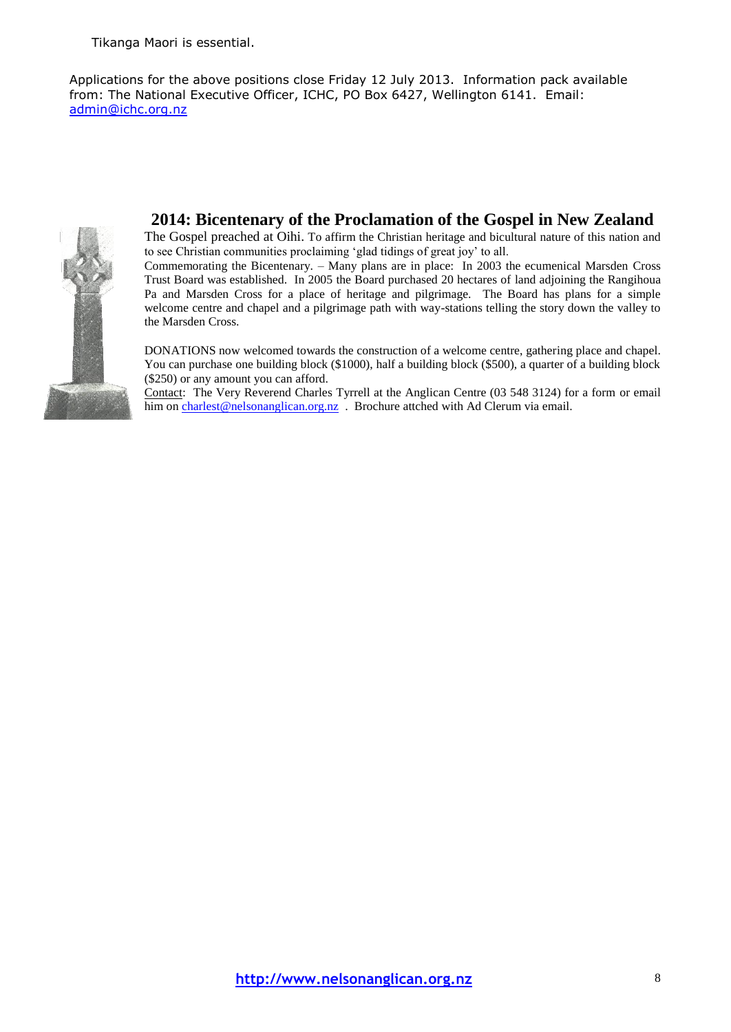Tikanga Maori is essential.

Applications for the above positions close Friday 12 July 2013. Information pack available from: The National Executive Officer, ICHC, PO Box 6427, Wellington 6141. Email: admin@ichc.org.nz

## 2014: Bicentenary of the Proclamation of the Gospel in New Zealand

The Gospel preached at Oihi. To affirm the Christian heritage and bicultural nature of this nation and to see Christian communities proclaiming 'glad tidings of great joy' to all.

Commemorating the Bicentenary. – Many plans are in place: In 2003 the ecumenical Marsden Cross Trust Board was established. In 2005 the Board purchased 20 hectares of land adjoining the Rangihoua Pa and Marsden Cross for a place of heritage and pilgrimage. The Board has plans for a simple welcome centre and chapel and a pilgrimage path with way-stations telling the story down the valley to the Marsden Cross.

DONATIONS now welcomed towards the construction of a welcome centre, gathering place and chapel. You can purchase one building block ($1000), half a building block ($500), a quarter of a building block ($250) or any amount you can afford.

Contact: The Very Reverend Charles Tyrrell at the Anglican Centre (03 548 3124) for a form or email him on charlest@nelsonanglican.org.nz . Brochure attched with Ad Clerum via email.

**http://www.nelsonanglican.org.nz**